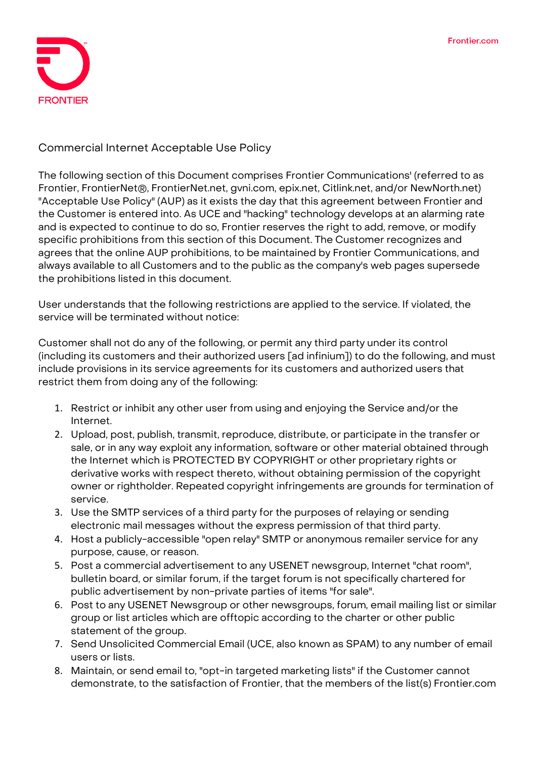# Commercial Internet Acceptable Use Policy

The following section of this Document comprises Frontier Communications' (referred to as Frontier, FrontierNet®, FrontierNet.net, gvni.com, epix.net, Citlink.net, and/or NewNorth.net) "Acceptable Use Policy" (AUP) as it exists the day that this agreement between Frontier and the Customer is entered into. As UCE and "hacking" technology develops at an alarming rate and is expected to continue to do so, Frontier reserves the right to add, remove, or modify specific prohibitions from this section of this Document. The Customer recognizes and agrees that the online AUP prohibitions, to be maintained by Frontier Communications, and always available to all Customers and to the public as the company's web pages supersede the prohibitions listed in this document.

User understands that the following restrictions are applied to the service. If violated, the service will be terminated without notice:

Customer shall not do any of the following, or permit any third party under its control (including its customers and their authorized users [ad infinium]) to do the following, and must include provisions in its service agreements for its customers and authorized users that restrict them from doing any of the following:

1. Restrict or inhibit any other user from using and enjoying the Service and/or the Internet.
2. Upload, post, publish, transmit, reproduce, distribute, or participate in the transfer or sale, or in any way exploit any information, software or other material obtained through the Internet which is PROTECTED BY COPYRIGHT or other proprietary rights or derivative works with respect thereto, without obtaining permission of the copyright owner or rightholder. Repeated copyright infringements are grounds for termination of service.
3. Use the SMTP services of a third party for the purposes of relaying or sending electronic mail messages without the express permission of that third party.
4. Host a publicly-accessible "open relay" SMTP or anonymous remailer service for any purpose, cause, or reason.
5. Post a commercial advertisement to any USENET newsgroup, Internet "chat room", bulletin board, or similar forum, if the target forum is not specifically chartered for public advertisement by non-private parties of items "for sale".
6. Post to any USENET Newsgroup or other newsgroups, forum, email mailing list or similar group or list articles which are offtopic according to the charter or other public statement of the group.
7. Send Unsolicited Commercial Email (UCE, also known as SPAM) to any number of email users or lists.
8. Maintain, or send email to, "opt-in targeted marketing lists" if the Customer cannot demonstrate, to the satisfaction of Frontier, that the members of the list(s) Frontier.com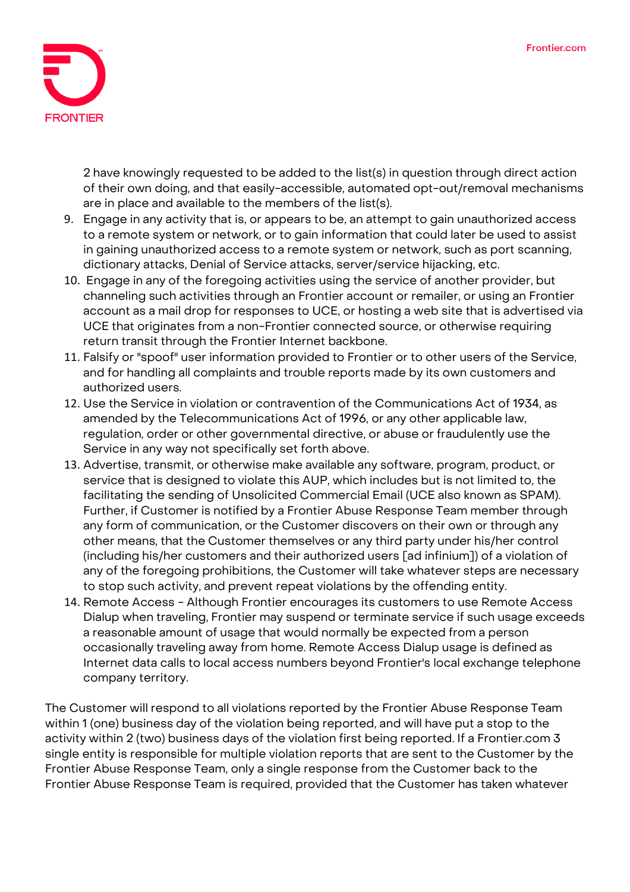have knowingly requested to be added to the list(s) in question through direct action of their own doing, and that easily-accessible, automated opt-out/removal mechanisms are in place and available to the members of the list(s).

9. Engage in any activity that is, or appears to be, an attempt to gain unauthorized access to a remote system or network, or to gain information that could later be used to assist in gaining unauthorized access to a remote system or network, such as port scanning, dictionary attacks, Denial of Service attacks, server/service hijacking, etc.
10. Engage in any of the foregoing activities using the service of another provider, but channeling such activities through an Frontier account or remailer, or using an Frontier account as a mail drop for responses to UCE, or hosting a web site that is advertised via UCE that originates from a non-Frontier connected source, or otherwise requiring return transit through the Frontier Internet backbone.
11. Falsify or "spoof" user information provided to Frontier or to other users of the Service, and for handling all complaints and trouble reports made by its own customers and authorized users.
12. Use the Service in violation or contravention of the Communications Act of 1934, as amended by the Telecommunications Act of 1996, or any other applicable law, regulation, order or other governmental directive, or abuse or fraudulently use the Service in any way not specifically set forth above.
13. Advertise, transmit, or otherwise make available any software, program, product, or service that is designed to violate this AUP, which includes but is not limited to, the facilitating the sending of Unsolicited Commercial Email (UCE also known as SPAM). Further, if Customer is notified by a Frontier Abuse Response Team member through any form of communication, or the Customer discovers on their own or through any other means, that the Customer themselves or any third party under his/her control (including his/her customers and their authorized users [ad infinium]) of a violation of any of the foregoing prohibitions, the Customer will take whatever steps are necessary to stop such activity, and prevent repeat violations by the offending entity.
14. Remote Access - Although Frontier encourages its customers to use Remote Access Dialup when traveling, Frontier may suspend or terminate service if such usage exceeds a reasonable amount of usage that would normally be expected from a person occasionally traveling away from home. Remote Access Dialup usage is defined as Internet data calls to local access numbers beyond Frontier's local exchange telephone company territory.

The Customer will respond to all violations reported by the Frontier Abuse Response Team within 1 (one) business day of the violation being reported, and will have put a stop to the activity within 2 (two) business days of the violation first being reported. If a single entity is responsible for multiple violation reports that are sent to the Customer by the Frontier Abuse Response Team, only a single response from the Customer back to the Frontier Abuse Response Team is required, provided that the Customer has taken whatever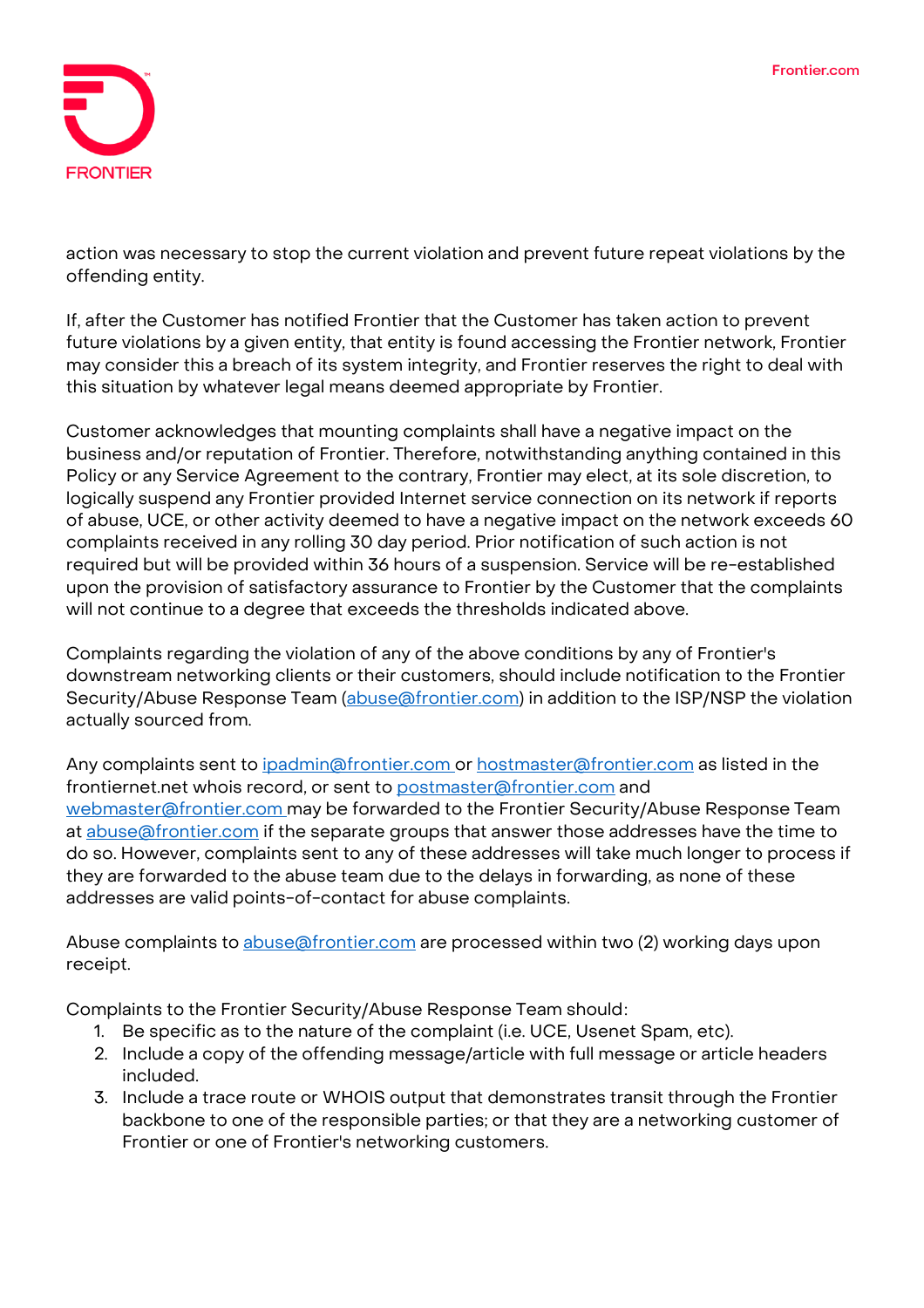action was necessary to stop the current violation and prevent future repeat violations by the offending entity.

If, after the Customer has notified Frontier that the Customer has taken action to prevent future violations by a given entity, that entity is found accessing the Frontier network, Frontier may consider this a breach of its system integrity, and Frontier reserves the right to deal with this situation by whatever legal means deemed appropriate by Frontier.

Customer acknowledges that mounting complaints shall have a negative impact on the business and/or reputation of Frontier. Therefore, notwithstanding anything contained in this Policy or any Service Agreement to the contrary, Frontier may elect, at its sole discretion, to logically suspend any Frontier provided Internet service connection on its network if reports of abuse, UCE, or other activity deemed to have a negative impact on the network exceeds 60 complaints received in any rolling 30 day period. Prior notification of such action is not required but will be provided within 36 hours of a suspension. Service will be re-established upon the provision of satisfactory assurance to Frontier by the Customer that the complaints will not continue to a degree that exceeds the thresholds indicated above.

Complaints regarding the violation of any of the above conditions by any of Frontier's downstream networking clients or their customers, should include notification to the Frontier Security/Abuse Response Team (abuse@frontier.com) in addition to the ISP/NSP the violation actually sourced from.

Any complaints sent to ipadmin@frontier.com or hostmaster@frontier.com as listed in the frontiernet.net whois record, or sent to postmaster@frontier.com and webmaster@frontier.com may be forwarded to the Frontier Security/Abuse Response Team at abuse@frontier.com if the separate groups that answer those addresses have the time to do so. However, complaints sent to any of these addresses will take much longer to process if they are forwarded to the abuse team due to the delays in forwarding, as none of these addresses are valid points-of-contact for abuse complaints.

Abuse complaints to abuse@frontier.com are processed within two (2) working days upon receipt.

Complaints to the Frontier Security/Abuse Response Team should:

1. Be specific as to the nature of the complaint (i.e. UCE, Usenet Spam, etc).
2. Include a copy of the offending message/article with full message or article headers included.
3. Include a trace route or WHOIS output that demonstrates transit through the Frontier backbone to one of the responsible parties; or that they are a networking customer of Frontier or one of Frontier's networking customers.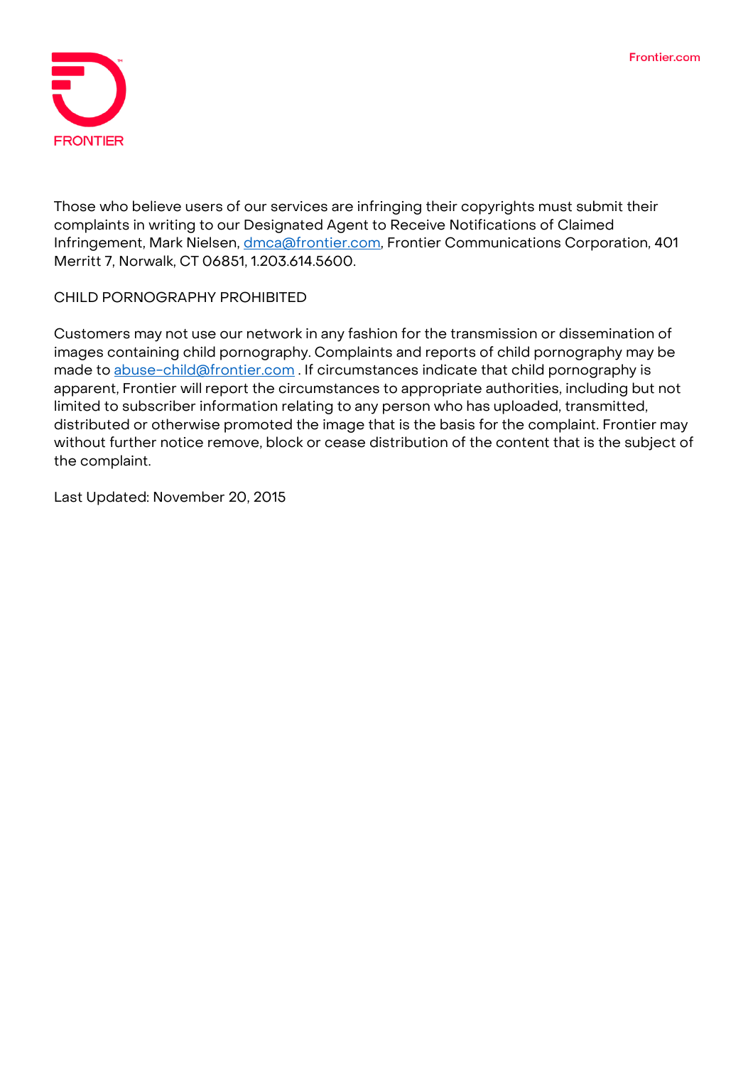Those who believe users of our services are infringing their copyrights must submit their complaints in writing to our Designated Agent to Receive Notifications of Claimed Infringement, Mark Nielsen, dmca@frontier.com, Frontier Communications Corporation, 401 Merritt 7, Norwalk, CT 06851, 1.203.614.5600.

## CHILD PORNOGRAPHY PROHIBITED

Customers may not use our network in any fashion for the transmission or dissemination of images containing child pornography. Complaints and reports of child pornography may be made to abuse-child@frontier.com . If circumstances indicate that child pornography is apparent, Frontier will report the circumstances to appropriate authorities, including but not limited to subscriber information relating to any person who has uploaded, transmitted, distributed or otherwise promoted the image that is the basis for the complaint. Frontier may without further notice remove, block or cease distribution of the content that is the subject of the complaint.

Last Updated: November 20, 2015